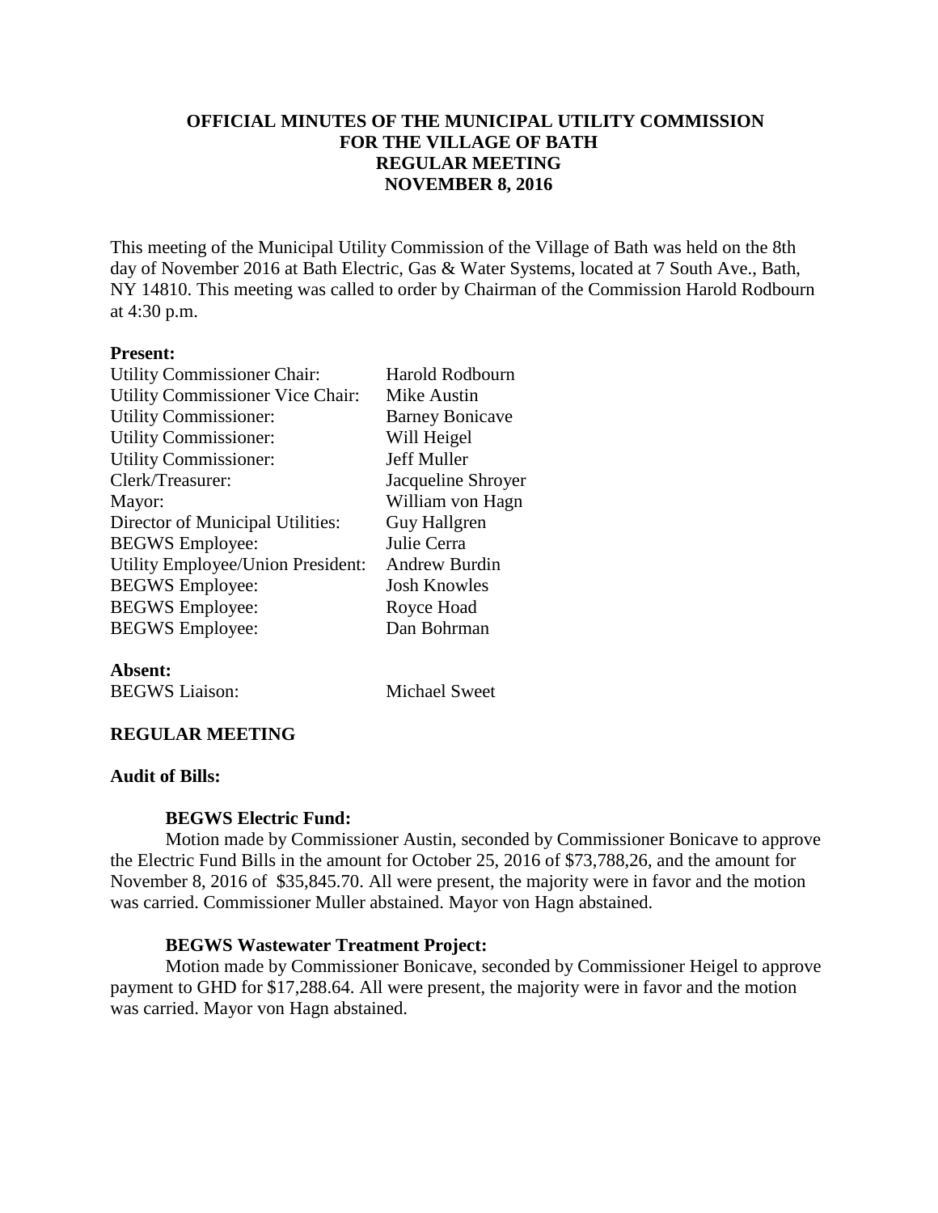**OFFICIAL MINUTES OF THE MUNICIPAL UTILITY COMMISSION FOR THE VILLAGE OF BATH REGULAR MEETING NOVEMBER 8, 2016**

This meeting of the Municipal Utility Commission of the Village of Bath was held on the 8th day of November 2016 at Bath Electric, Gas & Water Systems, located at 7 South Ave., Bath, NY 14810. This meeting was called to order by Chairman of the Commission Harold Rodbourn at 4:30 p.m.

**Present:**

| | |
|---|---|
| Utility Commissioner Chair: | Harold Rodbourn |
| Utility Commissioner Vice Chair: | Mike Austin |
| Utility Commissioner: | Barney Bonicave |
| Utility Commissioner: | Will Heigel |
| Utility Commissioner: | Jeff Muller |
| Clerk/Treasurer: | Jacqueline Shroyer |
| Mayor: | William von Hagn |
| Director of Municipal Utilities: | Guy Hallgren |
| BEGWS Employee: | Julie Cerra |
| Utility Employee/Union President: | Andrew Burdin |
| BEGWS Employee: | Josh Knowles |
| BEGWS Employee: | Royce Hoad |
| BEGWS Employee: | Dan Bohrman |

**Absent:**

| | |
|---|---|
| BEGWS Liaison: | Michael Sweet |

**REGULAR MEETING**

**Audit of Bills:**

**BEGWS Electric Fund:**

Motion made by Commissioner Austin, seconded by Commissioner Bonicave to approve the Electric Fund Bills in the amount for October 25, 2016 of $73,788,26, and the amount for November 8, 2016 of $35,845.70. All were present, the majority were in favor and the motion was carried. Commissioner Muller abstained. Mayor von Hagn abstained.

**BEGWS Wastewater Treatment Project:**

Motion made by Commissioner Bonicave, seconded by Commissioner Heigel to approve payment to GHD for $17,288.64. All were present, the majority were in favor and the motion was carried. Mayor von Hagn abstained.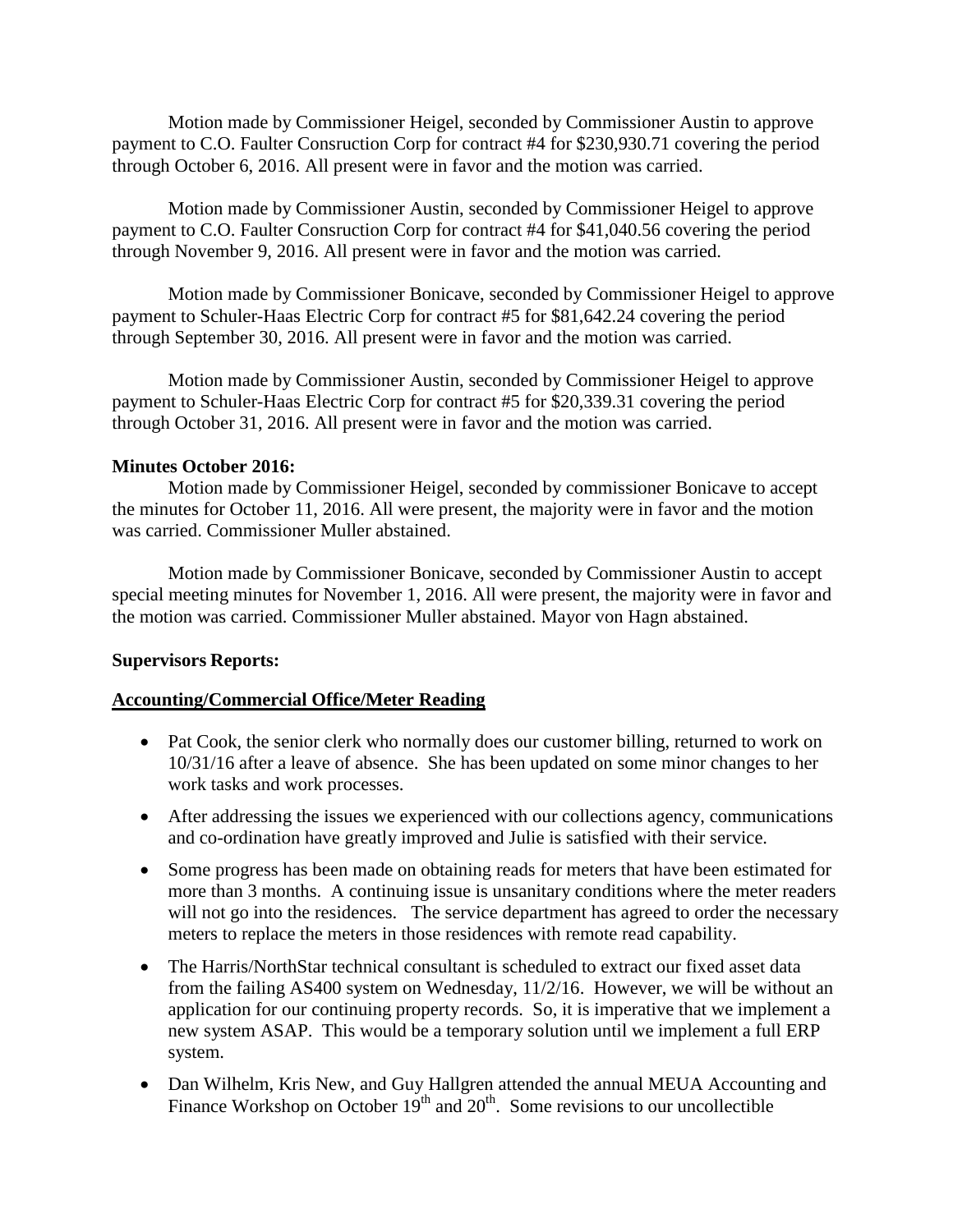Motion made by Commissioner Heigel, seconded by Commissioner Austin to approve payment to C.O. Faulter Consruction Corp for contract #4 for $230,930.71 covering the period through October 6, 2016. All present were in favor and the motion was carried.

Motion made by Commissioner Austin, seconded by Commissioner Heigel to approve payment to C.O. Faulter Consruction Corp for contract #4 for $41,040.56 covering the period through November 9, 2016. All present were in favor and the motion was carried.

Motion made by Commissioner Bonicave, seconded by Commissioner Heigel to approve payment to Schuler-Haas Electric Corp for contract #5 for $81,642.24 covering the period through September 30, 2016. All present were in favor and the motion was carried.

Motion made by Commissioner Austin, seconded by Commissioner Heigel to approve payment to Schuler-Haas Electric Corp for contract #5 for $20,339.31 covering the period through October 31, 2016. All present were in favor and the motion was carried.

**Minutes October 2016:**

Motion made by Commissioner Heigel, seconded by commissioner Bonicave to accept the minutes for October 11, 2016. All were present, the majority were in favor and the motion was carried. Commissioner Muller abstained.

Motion made by Commissioner Bonicave, seconded by Commissioner Austin to accept special meeting minutes for November 1, 2016. All were present, the majority were in favor and the motion was carried. Commissioner Muller abstained. Mayor von Hagn abstained.

**Supervisors Reports:**

**Accounting/Commercial Office/Meter Reading**

- Pat Cook, the senior clerk who normally does our customer billing, returned to work on 10/31/16 after a leave of absence. She has been updated on some minor changes to her work tasks and work processes.
- After addressing the issues we experienced with our collections agency, communications and co-ordination have greatly improved and Julie is satisfied with their service.
- Some progress has been made on obtaining reads for meters that have been estimated for more than 3 months. A continuing issue is unsanitary conditions where the meter readers will not go into the residences. The service department has agreed to order the necessary meters to replace the meters in those residences with remote read capability.
- The Harris/NorthStar technical consultant is scheduled to extract our fixed asset data from the failing AS400 system on Wednesday, 11/2/16. However, we will be without an application for our continuing property records. So, it is imperative that we implement a new system ASAP. This would be a temporary solution until we implement a full ERP system.
- Dan Wilhelm, Kris New, and Guy Hallgren attended the annual MEUA Accounting and Finance Workshop on October 19th and 20th. Some revisions to our uncollectible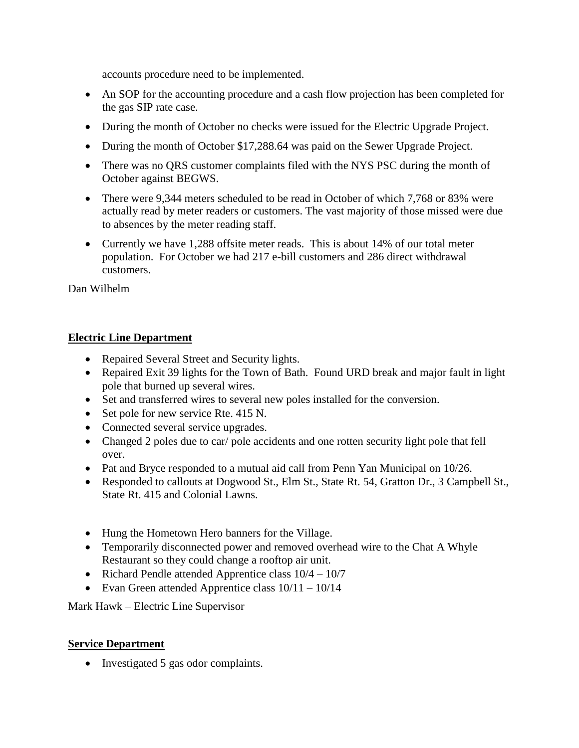accounts procedure need to be implemented.

- An SOP for the accounting procedure and a cash flow projection has been completed for the gas SIP rate case.
- During the month of October no checks were issued for the Electric Upgrade Project.
- During the month of October $17,288.64 was paid on the Sewer Upgrade Project.
- There was no QRS customer complaints filed with the NYS PSC during the month of October against BEGWS.
- There were 9,344 meters scheduled to be read in October of which 7,768 or 83% were actually read by meter readers or customers. The vast majority of those missed were due to absences by the meter reading staff.
- Currently we have 1,288 offsite meter reads. This is about 14% of our total meter population. For October we had 217 e-bill customers and 286 direct withdrawal customers.

Dan Wilhelm

**Electric Line Department**

- Repaired Several Street and Security lights.
- Repaired Exit 39 lights for the Town of Bath. Found URD break and major fault in light pole that burned up several wires.
- Set and transferred wires to several new poles installed for the conversion.
- Set pole for new service Rte. 415 N.
- Connected several service upgrades.
- Changed 2 poles due to car/ pole accidents and one rotten security light pole that fell over.
- Pat and Bryce responded to a mutual aid call from Penn Yan Municipal on 10/26.
- Responded to callouts at Dogwood St., Elm St., State Rt. 54, Gratton Dr., 3 Campbell St., State Rt. 415 and Colonial Lawns.

- Hung the Hometown Hero banners for the Village.
- Temporarily disconnected power and removed overhead wire to the Chat A Whyle Restaurant so they could change a rooftop air unit.
- Richard Pendle attended Apprentice class 10/4 – 10/7
- Evan Green attended Apprentice class 10/11 – 10/14

Mark Hawk – Electric Line Supervisor

**Service Department**

- Investigated 5 gas odor complaints.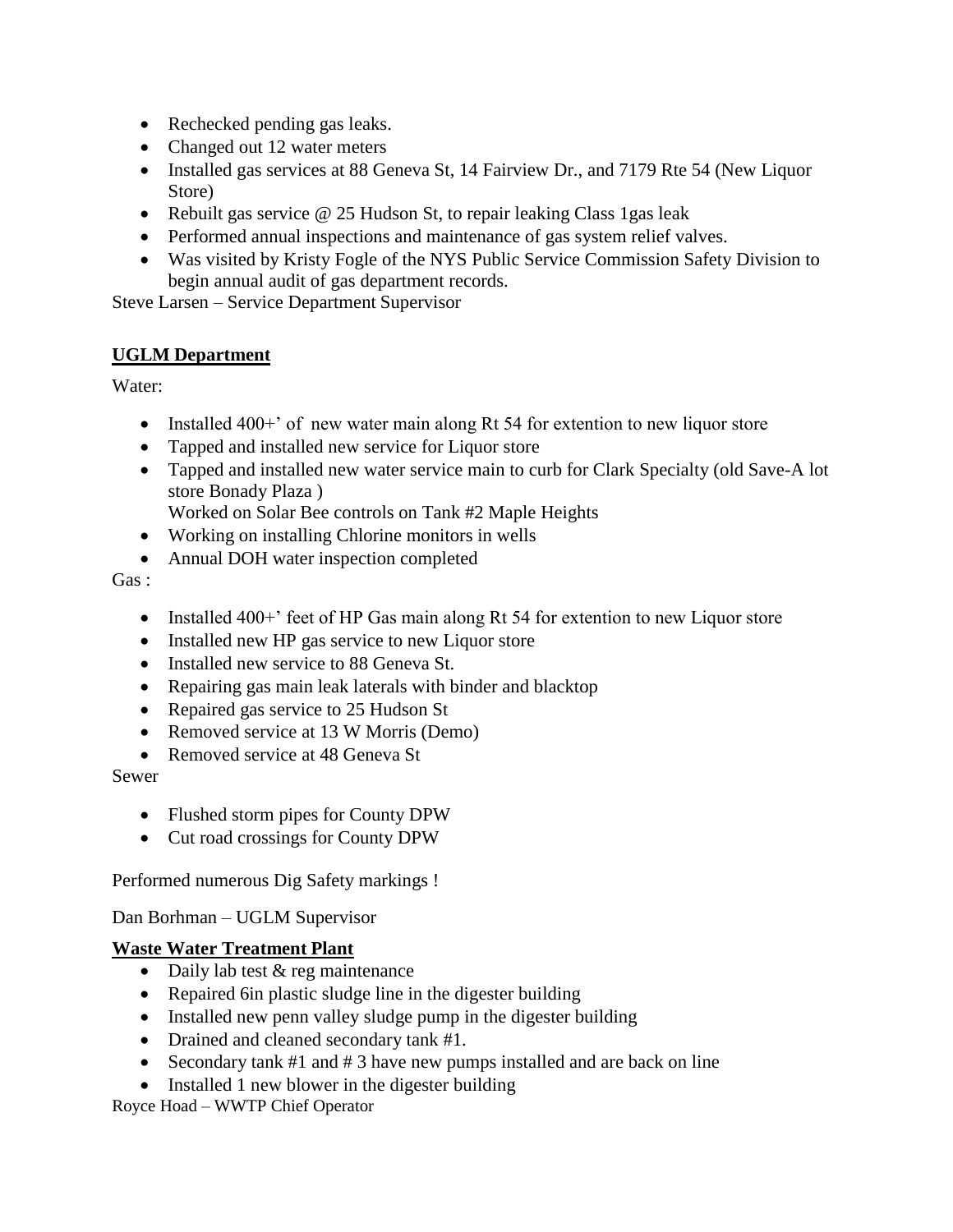- Rechecked pending gas leaks.
- Changed out 12 water meters
- Installed gas services at 88 Geneva St, 14 Fairview Dr., and 7179 Rte 54 (New Liquor Store)
- Rebuilt gas service @ 25 Hudson St, to repair leaking Class 1gas leak
- Performed annual inspections and maintenance of gas system relief valves.
- Was visited by Kristy Fogle of the NYS Public Service Commission Safety Division to begin annual audit of gas department records.

Steve Larsen – Service Department Supervisor

**UGLM Department**

Water:

- Installed 400+' of new water main along Rt 54 for extention to new liquor store
- Tapped and installed new service for Liquor store
- Tapped and installed new water service main to curb for Clark Specialty (old Save-A lot store Bonady Plaza )
  Worked on Solar Bee controls on Tank #2 Maple Heights
- Working on installing Chlorine monitors in wells
- Annual DOH water inspection completed

Gas :

- Installed 400+' feet of HP Gas main along Rt 54 for extention to new Liquor store
- Installed new HP gas service to new Liquor store
- Installed new service to 88 Geneva St.
- Repairing gas main leak laterals with binder and blacktop
- Repaired gas service to 25 Hudson St
- Removed service at 13 W Morris (Demo)
- Removed service at 48 Geneva St

Sewer

- Flushed storm pipes for County DPW
- Cut road crossings for County DPW

Performed numerous Dig Safety markings !

Dan Borhman – UGLM Supervisor

**Waste Water Treatment Plant**

- Daily lab test & reg maintenance
- Repaired 6in plastic sludge line in the digester building
- Installed new penn valley sludge pump in the digester building
- Drained and cleaned secondary tank #1.
- Secondary tank #1 and # 3 have new pumps installed and are back on line
- Installed 1 new blower in the digester building

Royce Hoad – WWTP Chief Operator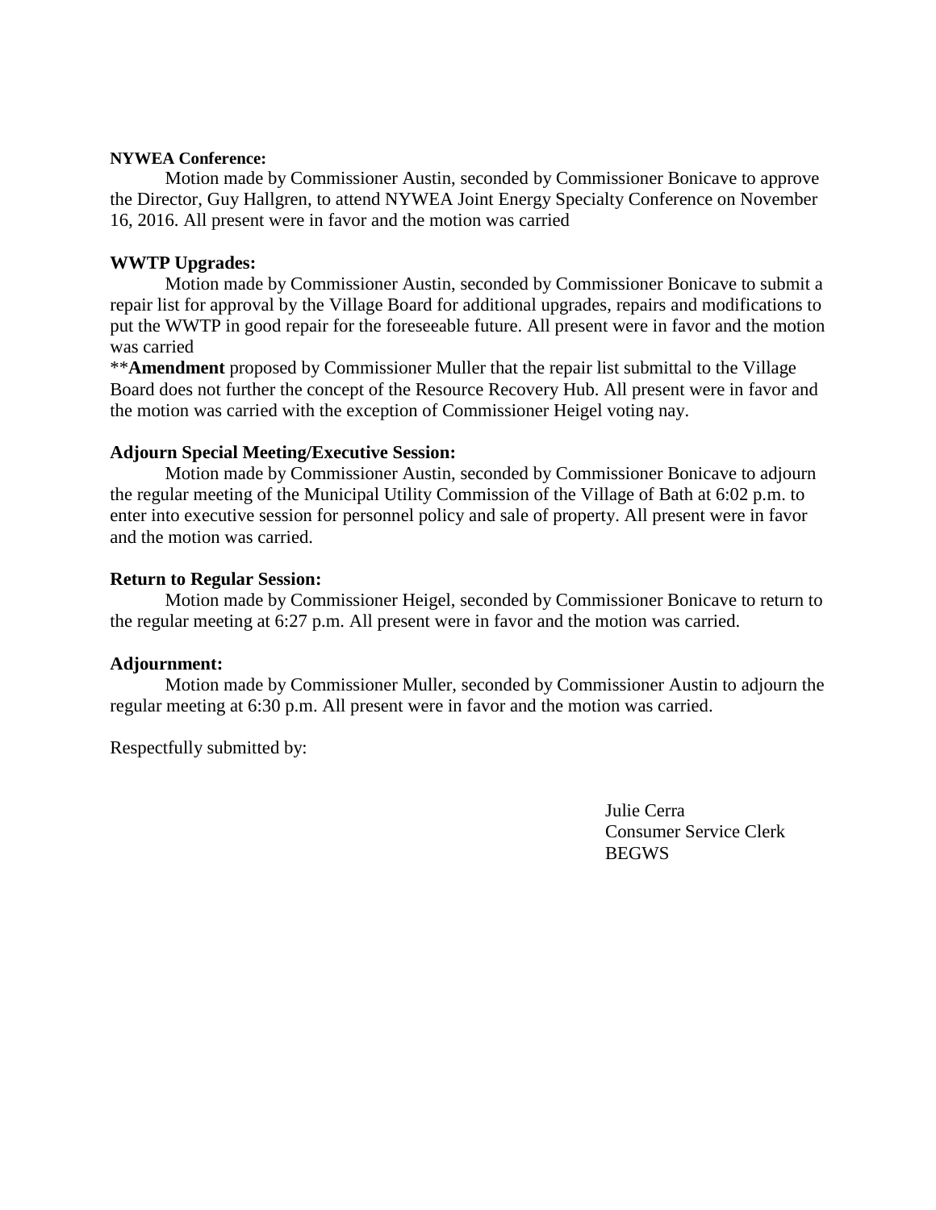**NYWEA Conference:**

Motion made by Commissioner Austin, seconded by Commissioner Bonicave to approve the Director, Guy Hallgren, to attend NYWEA Joint Energy Specialty Conference on November 16, 2016. All present were in favor and the motion was carried

**WWTP Upgrades:**

Motion made by Commissioner Austin, seconded by Commissioner Bonicave to submit a repair list for approval by the Village Board for additional upgrades, repairs and modifications to put the WWTP in good repair for the foreseeable future. All present were in favor and the motion was carried

\*\***Amendment** proposed by Commissioner Muller that the repair list submittal to the Village Board does not further the concept of the Resource Recovery Hub. All present were in favor and the motion was carried with the exception of Commissioner Heigel voting nay.

**Adjourn Special Meeting/Executive Session:**

Motion made by Commissioner Austin, seconded by Commissioner Bonicave to adjourn the regular meeting of the Municipal Utility Commission of the Village of Bath at 6:02 p.m. to enter into executive session for personnel policy and sale of property. All present were in favor and the motion was carried.

**Return to Regular Session:**

Motion made by Commissioner Heigel, seconded by Commissioner Bonicave to return to the regular meeting at 6:27 p.m. All present were in favor and the motion was carried.

**Adjournment:**

Motion made by Commissioner Muller, seconded by Commissioner Austin to adjourn the regular meeting at 6:30 p.m. All present were in favor and the motion was carried.

Respectfully submitted by:

Julie Cerra
Consumer Service Clerk
BEGWS